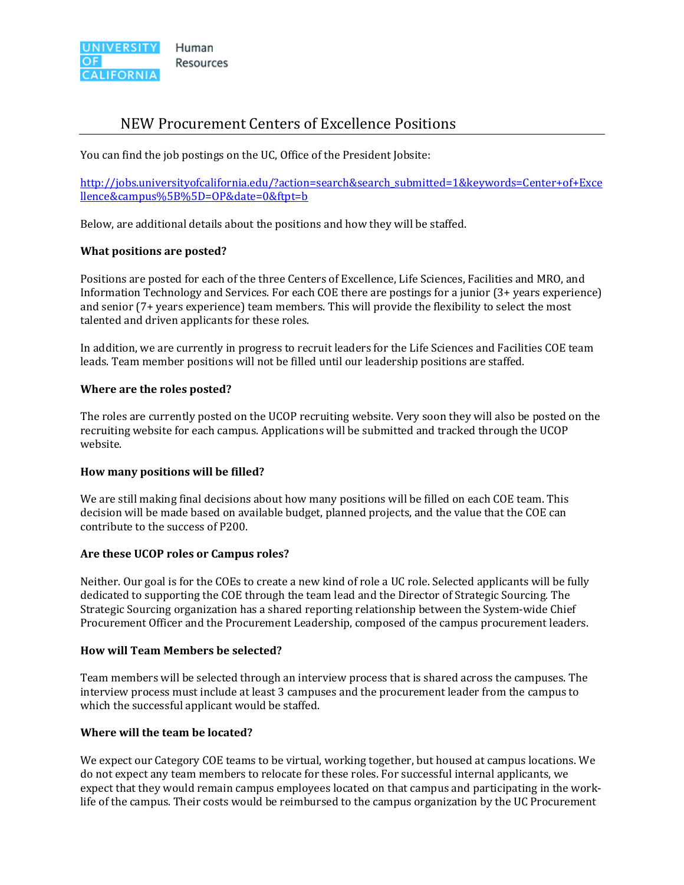UNIVERSITY OF CALIFORNIA Human Resources

# NEW Procurement Centers of Excellence Positions

You can find the job postings on the UC, Office of the President Jobsite:

http://jobs.universityofcalifornia.edu/?action=search&search_submitted=1&keywords=Center+of+Excellence&campus%5B%5D=OP&date=0&ftpt=b

Below, are additional details about the positions and how they will be staffed.

**What positions are posted?**

Positions are posted for each of the three Centers of Excellence, Life Sciences, Facilities and MRO, and Information Technology and Services. For each COE there are postings for a junior (3+ years experience) and senior (7+ years experience) team members. This will provide the flexibility to select the most talented and driven applicants for these roles.

In addition, we are currently in progress to recruit leaders for the Life Sciences and Facilities COE team leads. Team member positions will not be filled until our leadership positions are staffed.

**Where are the roles posted?**

The roles are currently posted on the UCOP recruiting website. Very soon they will also be posted on the recruiting website for each campus. Applications will be submitted and tracked through the UCOP website.

**How many positions will be filled?**

We are still making final decisions about how many positions will be filled on each COE team. This decision will be made based on available budget, planned projects, and the value that the COE can contribute to the success of P200.

**Are these UCOP roles or Campus roles?**

Neither. Our goal is for the COEs to create a new kind of role a UC role. Selected applicants will be fully dedicated to supporting the COE through the team lead and the Director of Strategic Sourcing. The Strategic Sourcing organization has a shared reporting relationship between the System-wide Chief Procurement Officer and the Procurement Leadership, composed of the campus procurement leaders.

**How will Team Members be selected?**

Team members will be selected through an interview process that is shared across the campuses. The interview process must include at least 3 campuses and the procurement leader from the campus to which the successful applicant would be staffed.

**Where will the team be located?**

We expect our Category COE teams to be virtual, working together, but housed at campus locations. We do not expect any team members to relocate for these roles. For successful internal applicants, we expect that they would remain campus employees located on that campus and participating in the work-life of the campus. Their costs would be reimbursed to the campus organization by the UC Procurement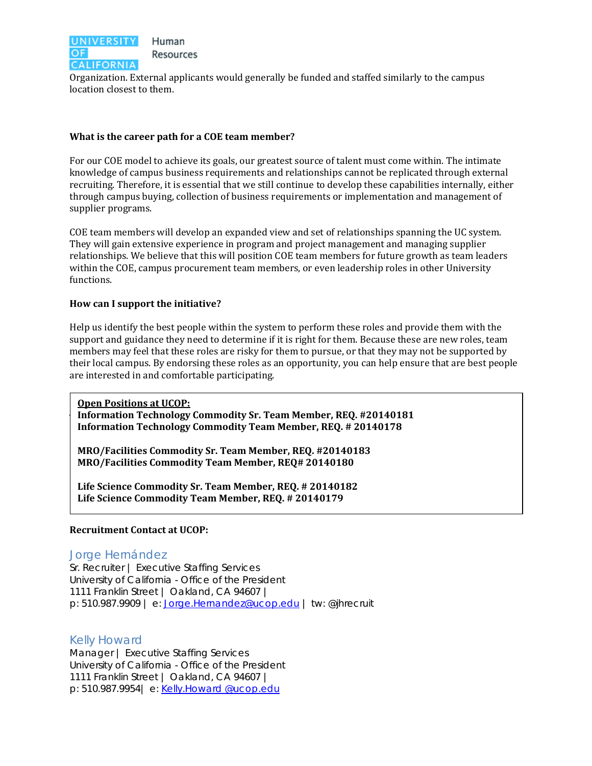Organization. External applicants would generally be funded and staffed similarly to the campus location closest to them.

**What is the career path for a COE team member?**

For our COE model to achieve its goals, our greatest source of talent must come within. The intimate knowledge of campus business requirements and relationships cannot be replicated through external recruiting. Therefore, it is essential that we still continue to develop these capabilities internally, either through campus buying, collection of business requirements or implementation and management of supplier programs.

COE team members will develop an expanded view and set of relationships spanning the UC system. They will gain extensive experience in program and project management and managing supplier relationships. We believe that this will position COE team members for future growth as team leaders within the COE, campus procurement team members, or even leadership roles in other University functions.

**How can I support the initiative?**

Help us identify the best people within the system to perform these roles and provide them with the support and guidance they need to determine if it is right for them. Because these are new roles, team members may feel that these roles are risky for them to pursue, or that they may not be supported by their local campus. By endorsing these roles as an opportunity, you can help ensure that are best people are interested in and comfortable participating.

**Open Positions at UCOP:**

**Information Technology Commodity Sr. Team Member, REQ. #20140181**
**Information Technology Commodity Team Member, REQ. # 20140178**

**MRO/Facilities Commodity Sr. Team Member, REQ. #20140183**
**MRO/Facilities Commodity Team Member, REQ# 20140180**

**Life Science Commodity Sr. Team Member, REQ. # 20140182**
**Life Science Commodity Team Member, REQ. # 20140179**

**Recruitment Contact at UCOP:**

Jorge Hernández
Sr. Recruiter | Executive Staffing Services
University of California - Office of the President
1111 Franklin Street | Oakland, CA 94607 |
p: 510.987.9909 | e: Jorge.Hernandez@ucop.edu | tw: @jhrecruit

Kelly Howard
Manager | Executive Staffing Services
University of California - Office of the President
1111 Franklin Street | Oakland, CA 94607 |
p: 510.987.9954| e: Kelly.Howard @ucop.edu